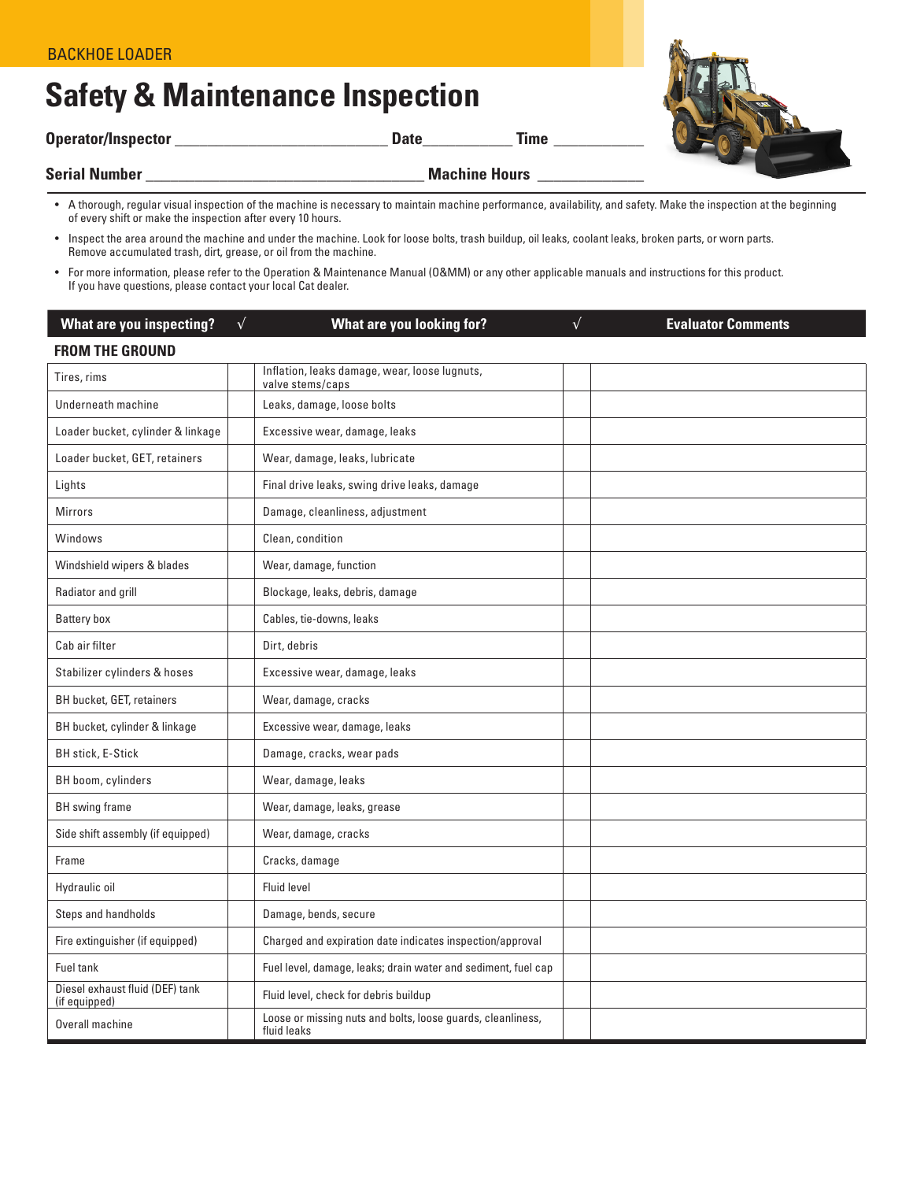BACKHOE LOADER

# Safety & Maintenance Inspection

**Operator/Inspector** ___________________________ **Date**___________ **Time** ___________

**Serial Number** ___________________________________ **Machine Hours** _____________

- A thorough, regular visual inspection of the machine is necessary to maintain machine performance, availability, and safety. Make the inspection at the beginning of every shift or make the inspection after every 10 hours.
- Inspect the area around the machine and under the machine. Look for loose bolts, trash buildup, oil leaks, coolant leaks, broken parts, or worn parts. Remove accumulated trash, dirt, grease, or oil from the machine.
- For more information, please refer to the Operation & Maintenance Manual (O&MM) or any other applicable manuals and instructions for this product. If you have questions, please contact your local Cat dealer.

| What are you inspecting? | √ | What are you looking for? | √ | Evaluator Comments |
|---|---|---|---|---|
| **FROM THE GROUND** | | | | |
| Tires, rims | | Inflation, leaks damage, wear, loose lugnuts, valve stems/caps | | |
| Underneath machine | | Leaks, damage, loose bolts | | |
| Loader bucket, cylinder & linkage | | Excessive wear, damage, leaks | | |
| Loader bucket, GET, retainers | | Wear, damage, leaks, lubricate | | |
| Lights | | Final drive leaks, swing drive leaks, damage | | |
| Mirrors | | Damage, cleanliness, adjustment | | |
| Windows | | Clean, condition | | |
| Windshield wipers & blades | | Wear, damage, function | | |
| Radiator and grill | | Blockage, leaks, debris, damage | | |
| Battery box | | Cables, tie-downs, leaks | | |
| Cab air filter | | Dirt, debris | | |
| Stabilizer cylinders & hoses | | Excessive wear, damage, leaks | | |
| BH bucket, GET, retainers | | Wear, damage, cracks | | |
| BH bucket, cylinder & linkage | | Excessive wear, damage, leaks | | |
| BH stick, E-Stick | | Damage, cracks, wear pads | | |
| BH boom, cylinders | | Wear, damage, leaks | | |
| BH swing frame | | Wear, damage, leaks, grease | | |
| Side shift assembly (if equipped) | | Wear, damage, cracks | | |
| Frame | | Cracks, damage | | |
| Hydraulic oil | | Fluid level | | |
| Steps and handholds | | Damage, bends, secure | | |
| Fire extinguisher (if equipped) | | Charged and expiration date indicates inspection/approval | | |
| Fuel tank | | Fuel level, damage, leaks; drain water and sediment, fuel cap | | |
| Diesel exhaust fluid (DEF) tank (if equipped) | | Fluid level, check for debris buildup | | |
| Overall machine | | Loose or missing nuts and bolts, loose guards, cleanliness, fluid leaks | | |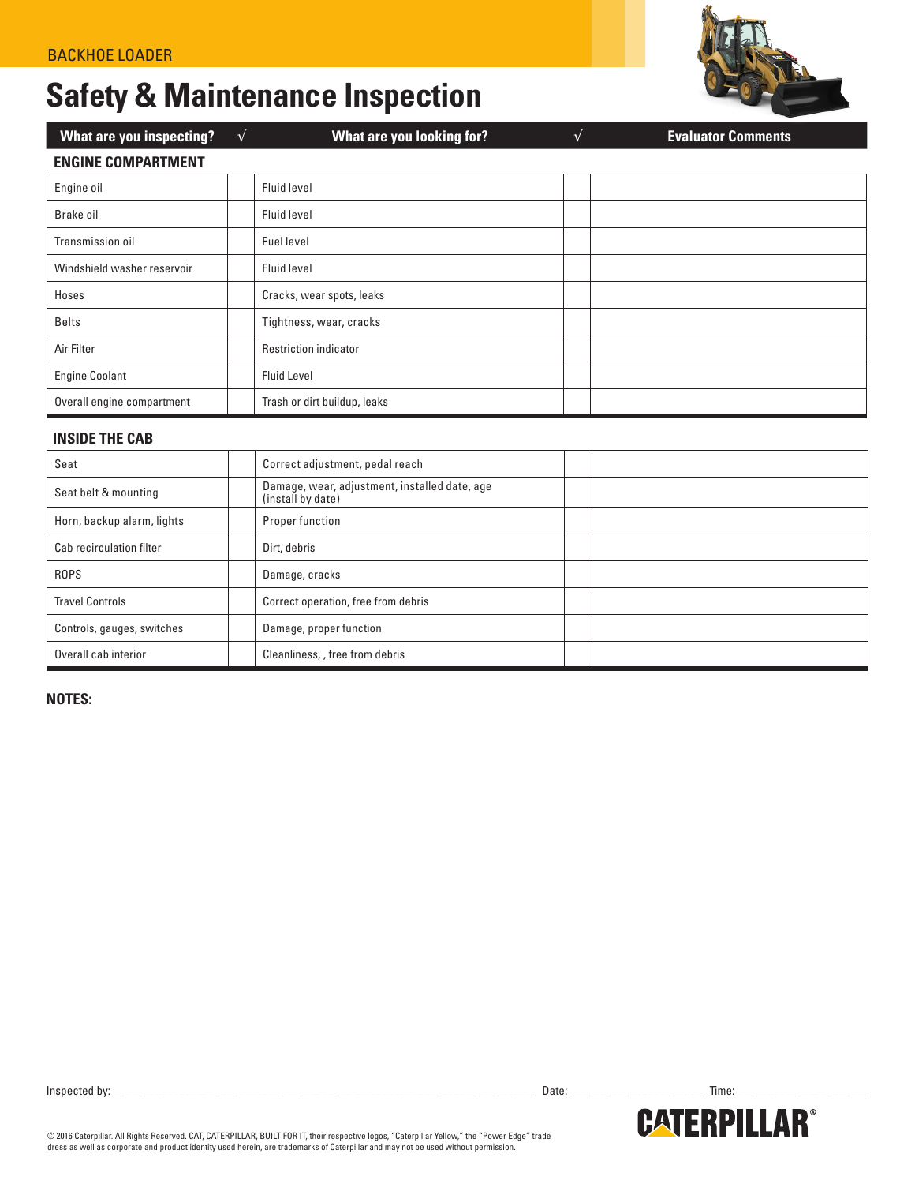BACKHOE LOADER

# Safety & Maintenance Inspection

| What are you inspecting? | √ | What are you looking for? | √ | Evaluator Comments |
|---|---|---|---|---|
| **ENGINE COMPARTMENT** | | | | |
| Engine oil | | Fluid level | | |
| Brake oil | | Fluid level | | |
| Transmission oil | | Fuel level | | |
| Windshield washer reservoir | | Fluid level | | |
| Hoses | | Cracks, wear spots, leaks | | |
| Belts | | Tightness, wear, cracks | | |
| Air Filter | | Restriction indicator | | |
| Engine Coolant | | Fluid Level | | |
| Overall engine compartment | | Trash or dirt buildup, leaks | | |

**INSIDE THE CAB**

| What are you inspecting? | √ | What are you looking for? | √ | Evaluator Comments |
|---|---|---|---|---|
| Seat | | Correct adjustment, pedal reach | | |
| Seat belt & mounting | | Damage, wear, adjustment, installed date, age (install by date) | | |
| Horn, backup alarm, lights | | Proper function | | |
| Cab recirculation filter | | Dirt, debris | | |
| ROPS | | Damage, cracks | | |
| Travel Controls | | Correct operation, free from debris | | |
| Controls, gauges, switches | | Damage, proper function | | |
| Overall cab interior | | Cleanliness, , free from debris | | |

**NOTES:**

Inspected by: ______________________________ Date: ______________ Time: ______________

© 2016 Caterpillar. All Rights Reserved. CAT, CATERPILLAR, BUILT FOR IT, their respective logos, "Caterpillar Yellow," the "Power Edge" trade dress as well as corporate and product identity used herein, are trademarks of Caterpillar and may not be used without permission.

CATERPILLAR®